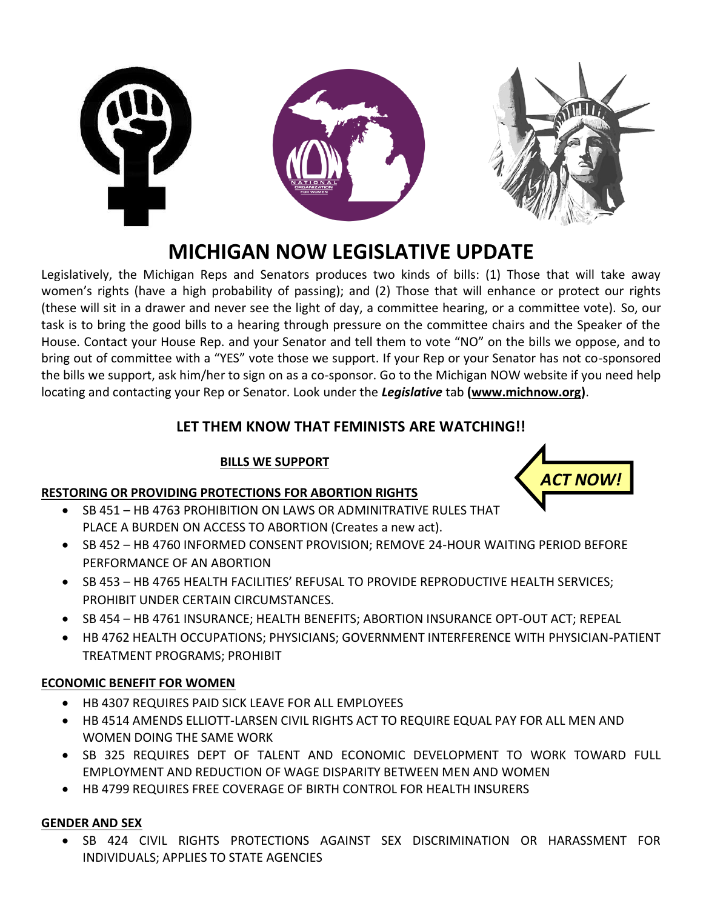# MICHIGAN NOW LEGISLATIVE UPDATE

Legislatively, the Michigan Reps and Senators produces two kinds of bills: (1) Those that will take away women's rights (have a high probability of passing); and (2) Those that will enhance or protect our rights (these will sit in a drawer and never see the light of day, a committee hearing, or a committee vote). So, our task is to bring the good bills to a hearing through pressure on the committee chairs and the Speaker of the House. Contact your House Rep. and your Senator and tell them to vote "NO" on the bills we oppose, and to bring out of committee with a "YES" vote those we support. If your Rep or your Senator has not co-sponsored the bills we support, ask him/her to sign on as a co-sponsor. Go to the Michigan NOW website if you need help locating and contacting your Rep or Senator. Look under the ***Legislative*** tab **(www.michnow.org)**.

## LET THEM KNOW THAT FEMINISTS ARE WATCHING!!

### BILLS WE SUPPORT

***ACT NOW!***

**RESTORING OR PROVIDING PROTECTIONS FOR ABORTION RIGHTS**

- SB 451 – HB 4763 PROHIBITION ON LAWS OR ADMINITRATIVE RULES THAT PLACE A BURDEN ON ACCESS TO ABORTION (Creates a new act).
- SB 452 – HB 4760 INFORMED CONSENT PROVISION; REMOVE 24-HOUR WAITING PERIOD BEFORE PERFORMANCE OF AN ABORTION
- SB 453 – HB 4765 HEALTH FACILITIES' REFUSAL TO PROVIDE REPRODUCTIVE HEALTH SERVICES; PROHIBIT UNDER CERTAIN CIRCUMSTANCES.
- SB 454 – HB 4761 INSURANCE; HEALTH BENEFITS; ABORTION INSURANCE OPT-OUT ACT; REPEAL
- HB 4762 HEALTH OCCUPATIONS; PHYSICIANS; GOVERNMENT INTERFERENCE WITH PHYSICIAN-PATIENT TREATMENT PROGRAMS; PROHIBIT

**ECONOMIC BENEFIT FOR WOMEN**

- HB 4307 REQUIRES PAID SICK LEAVE FOR ALL EMPLOYEES
- HB 4514 AMENDS ELLIOTT-LARSEN CIVIL RIGHTS ACT TO REQUIRE EQUAL PAY FOR ALL MEN AND WOMEN DOING THE SAME WORK
- SB 325 REQUIRES DEPT OF TALENT AND ECONOMIC DEVELOPMENT TO WORK TOWARD FULL EMPLOYMENT AND REDUCTION OF WAGE DISPARITY BETWEEN MEN AND WOMEN
- HB 4799 REQUIRES FREE COVERAGE OF BIRTH CONTROL FOR HEALTH INSURERS

**GENDER AND SEX**

- SB 424 CIVIL RIGHTS PROTECTIONS AGAINST SEX DISCRIMINATION OR HARASSMENT FOR INDIVIDUALS; APPLIES TO STATE AGENCIES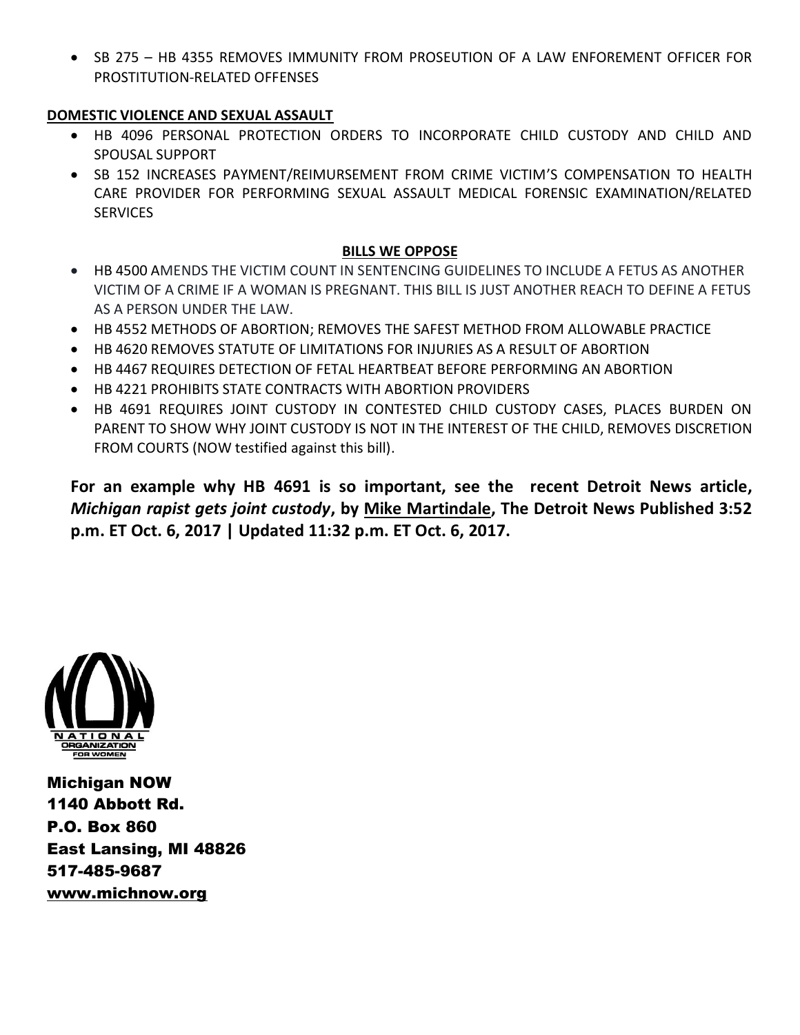- SB 275 – HB 4355 REMOVES IMMUNITY FROM PROSEUTION OF A LAW ENFOREMENT OFFICER FOR PROSTITUTION-RELATED OFFENSES

**DOMESTIC VIOLENCE AND SEXUAL ASSAULT**

- HB 4096 PERSONAL PROTECTION ORDERS TO INCORPORATE CHILD CUSTODY AND CHILD AND SPOUSAL SUPPORT
- SB 152 INCREASES PAYMENT/REIMURSEMENT FROM CRIME VICTIM'S COMPENSATION TO HEALTH CARE PROVIDER FOR PERFORMING SEXUAL ASSAULT MEDICAL FORENSIC EXAMINATION/RELATED SERVICES

**BILLS WE OPPOSE**

- HB 4500 AMENDS THE VICTIM COUNT IN SENTENCING GUIDELINES TO INCLUDE A FETUS AS ANOTHER VICTIM OF A CRIME IF A WOMAN IS PREGNANT. THIS BILL IS JUST ANOTHER REACH TO DEFINE A FETUS AS A PERSON UNDER THE LAW.
- HB 4552 METHODS OF ABORTION; REMOVES THE SAFEST METHOD FROM ALLOWABLE PRACTICE
- HB 4620 REMOVES STATUTE OF LIMITATIONS FOR INJURIES AS A RESULT OF ABORTION
- HB 4467 REQUIRES DETECTION OF FETAL HEARTBEAT BEFORE PERFORMING AN ABORTION
- HB 4221 PROHIBITS STATE CONTRACTS WITH ABORTION PROVIDERS
- HB 4691 REQUIRES JOINT CUSTODY IN CONTESTED CHILD CUSTODY CASES, PLACES BURDEN ON PARENT TO SHOW WHY JOINT CUSTODY IS NOT IN THE INTEREST OF THE CHILD, REMOVES DISCRETION FROM COURTS (NOW testified against this bill).

**For an example why HB 4691 is so important, see the recent Detroit News article, *Michigan rapist gets joint custody*, by Mike Martindale, The Detroit News Published 3:52 p.m. ET Oct. 6, 2017 | Updated 11:32 p.m. ET Oct. 6, 2017.**

NOW NATIONAL ORGANIZATION FOR WOMEN

Michigan NOW
1140 Abbott Rd.
P.O. Box 860
East Lansing, MI 48826
517-485-9687
www.michnow.org